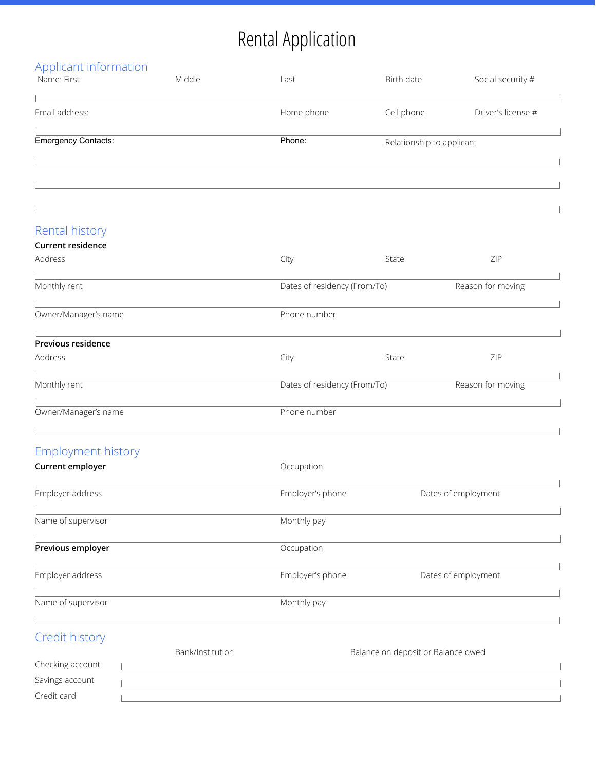# Rental Application

## Applicant information

| Name: First | Middle | Last | Birth date | Social security # |
|---|---|---|---|---|
| | | | | |

| Email address: | Home phone | Cell phone | Driver's license # |
|---|---|---|---|
| | | | |

| Emergency Contacts: | Phone: | Relationship to applicant |
|---|---|---|
| | | |
| | | |
| | | |

## Rental history

**Current residence**

| Address | City | State | ZIP |
|---|---|---|---|
| | | | |

| Monthly rent | Dates of residency (From/To) | Reason for moving |
|---|---|---|
| | | |

| Owner/Manager's name | Phone number |
|---|---|
| | |

**Previous residence**

| Address | City | State | ZIP |
|---|---|---|---|
| | | | |

| Monthly rent | Dates of residency (From/To) | Reason for moving |
|---|---|---|
| | | |

| Owner/Manager's name | Phone number |
|---|---|
| | |

## Employment history

| **Current employer** | Occupation |
|---|---|
| | |

| Employer address | Employer's phone | Dates of employment |
|---|---|---|
| | | |

| Name of supervisor | Monthly pay |
|---|---|
| | |

| **Previous employer** | Occupation |
|---|---|
| | |

| Employer address | Employer's phone | Dates of employment |
|---|---|---|
| | | |

| Name of supervisor | Monthly pay |
|---|---|
| | |

## Credit history

| | Bank/Institution | Balance on deposit or Balance owed |
|---|---|---|
| Checking account | | |
| Savings account | | |
| Credit card | | |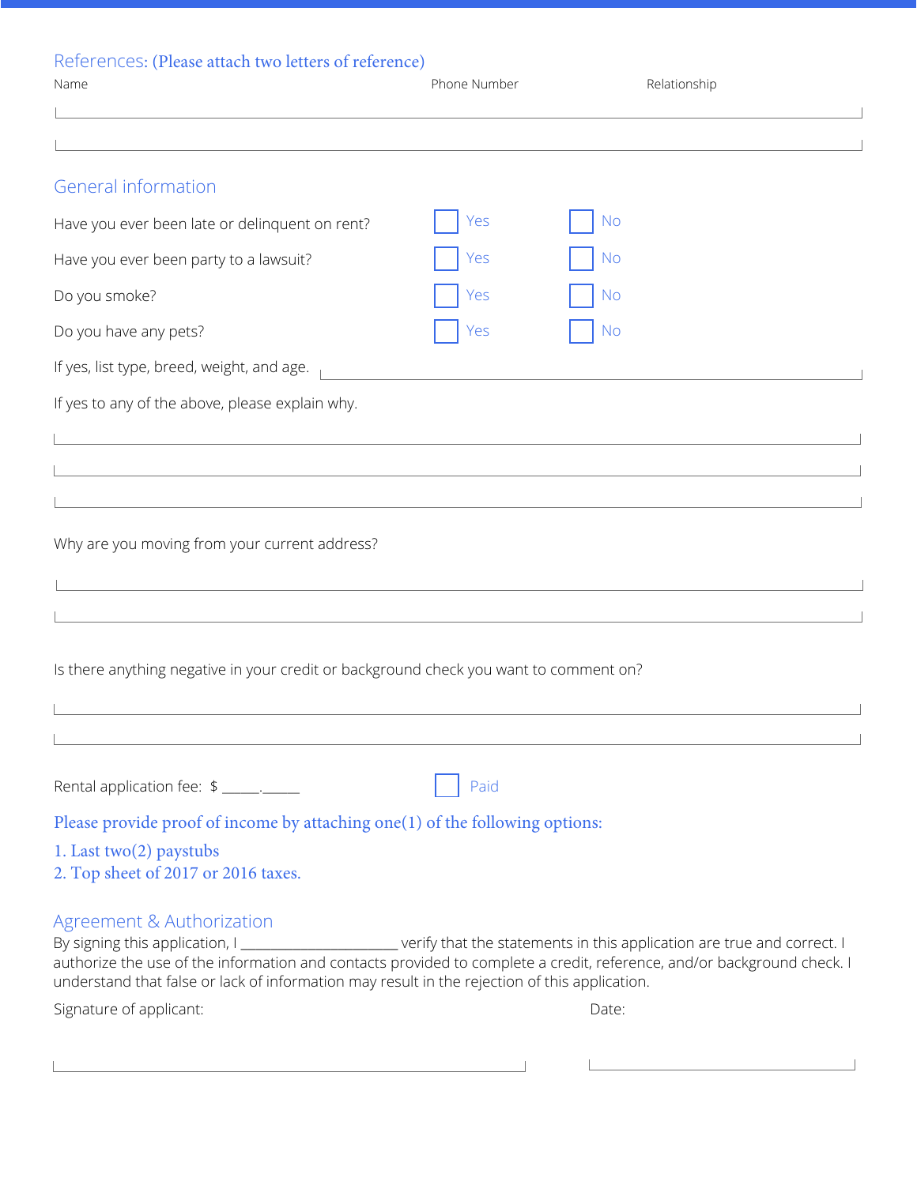## References: (Please attach two letters of reference)

| Name | Phone Number | Relationship |
|---|---|---|
| | | |
| | | |

## General information

Have you ever been late or delinquent on rent? ☐ Yes ☐ No

Have you ever been party to a lawsuit? ☐ Yes ☐ No

Do you smoke? ☐ Yes ☐ No

Do you have any pets? ☐ Yes ☐ No

If yes, list type, breed, weight, and age. ______________________________

If yes to any of the above, please explain why.

______________________________

______________________________

______________________________

Why are you moving from your current address?

______________________________

______________________________

Is there anything negative in your credit or background check you want to comment on?

______________________________

______________________________

Rental application fee: $ _____._____ ☐ Paid

Please provide proof of income by attaching one(1) of the following options:

1. Last two(2) paystubs
2. Top sheet of 2017 or 2016 taxes.

## Agreement & Authorization

By signing this application, I ____________________ verify that the statements in this application are true and correct. I authorize the use of the information and contacts provided to complete a credit, reference, and/or background check. I understand that false or lack of information may result in the rejection of this application.

Signature of applicant: ______________________________

Date: ______________________________